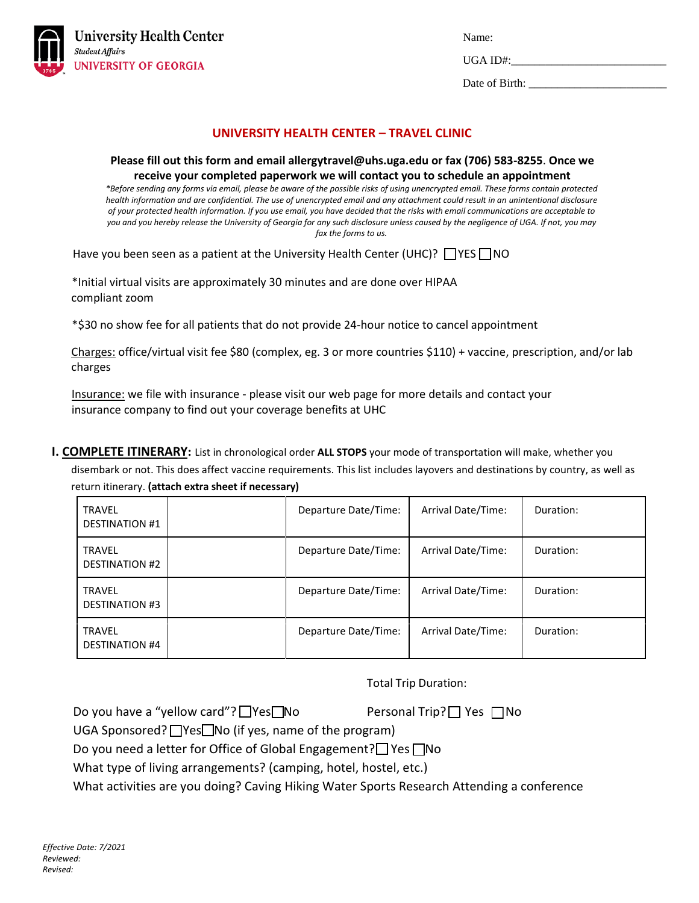University Health Center
*Student Affairs*
UNIVERSITY OF GEORGIA

Name:

UGA ID#:___________________________

Date of Birth: ________________________

## UNIVERSITY HEALTH CENTER – TRAVEL CLINIC

**Please fill out this form and email allergytravel@uhs.uga.edu or fax (706) 583-8255. Once we receive your completed paperwork we will contact you to schedule an appointment**

*\*Before sending any forms via email, please be aware of the possible risks of using unencrypted email. These forms contain protected health information and are confidential. The use of unencrypted email and any attachment could result in an unintentional disclosure of your protected health information. If you use email, you have decided that the risks with email communications are acceptable to you and you hereby release the University of Georgia for any such disclosure unless caused by the negligence of UGA. If not, you may fax the forms to us.*

Have you been seen as a patient at the University Health Center (UHC)? ☐YES ☐NO

*Initial virtual visits are approximately 30 minutes and are done over HIPAA compliant zoom

*$30 no show fee for all patients that do not provide 24-hour notice to cancel appointment

Charges: office/virtual visit fee $80 (complex, eg. 3 or more countries $110) + vaccine, prescription, and/or lab charges

Insurance: we file with insurance - please visit our web page for more details and contact your insurance company to find out your coverage benefits at UHC

**I. COMPLETE ITINERARY:** List in chronological order **ALL STOPS** your mode of transportation will make, whether you disembark or not. This does affect vaccine requirements. This list includes layovers and destinations by country, as well as return itinerary. **(attach extra sheet if necessary)**

| TRAVEL DESTINATION #1 | | Departure Date/Time: | Arrival Date/Time: | Duration: |
|---|---|---|---|---|
| TRAVEL DESTINATION #2 | | Departure Date/Time: | Arrival Date/Time: | Duration: |
| TRAVEL DESTINATION #3 | | Departure Date/Time: | Arrival Date/Time: | Duration: |
| TRAVEL DESTINATION #4 | | Departure Date/Time: | Arrival Date/Time: | Duration: |

Total Trip Duration:

Do you have a "yellow card"? ☐Yes☐No

Personal Trip? ☐ Yes ☐No

UGA Sponsored? ☐Yes☐No (if yes, name of the program)

Do you need a letter for Office of Global Engagement?☐ Yes ☐No

What type of living arrangements? (camping, hotel, hostel, etc.)

What activities are you doing? Caving Hiking Water Sports Research Attending a conference

*Effective Date: 7/2021*
*Reviewed:*
*Revised:*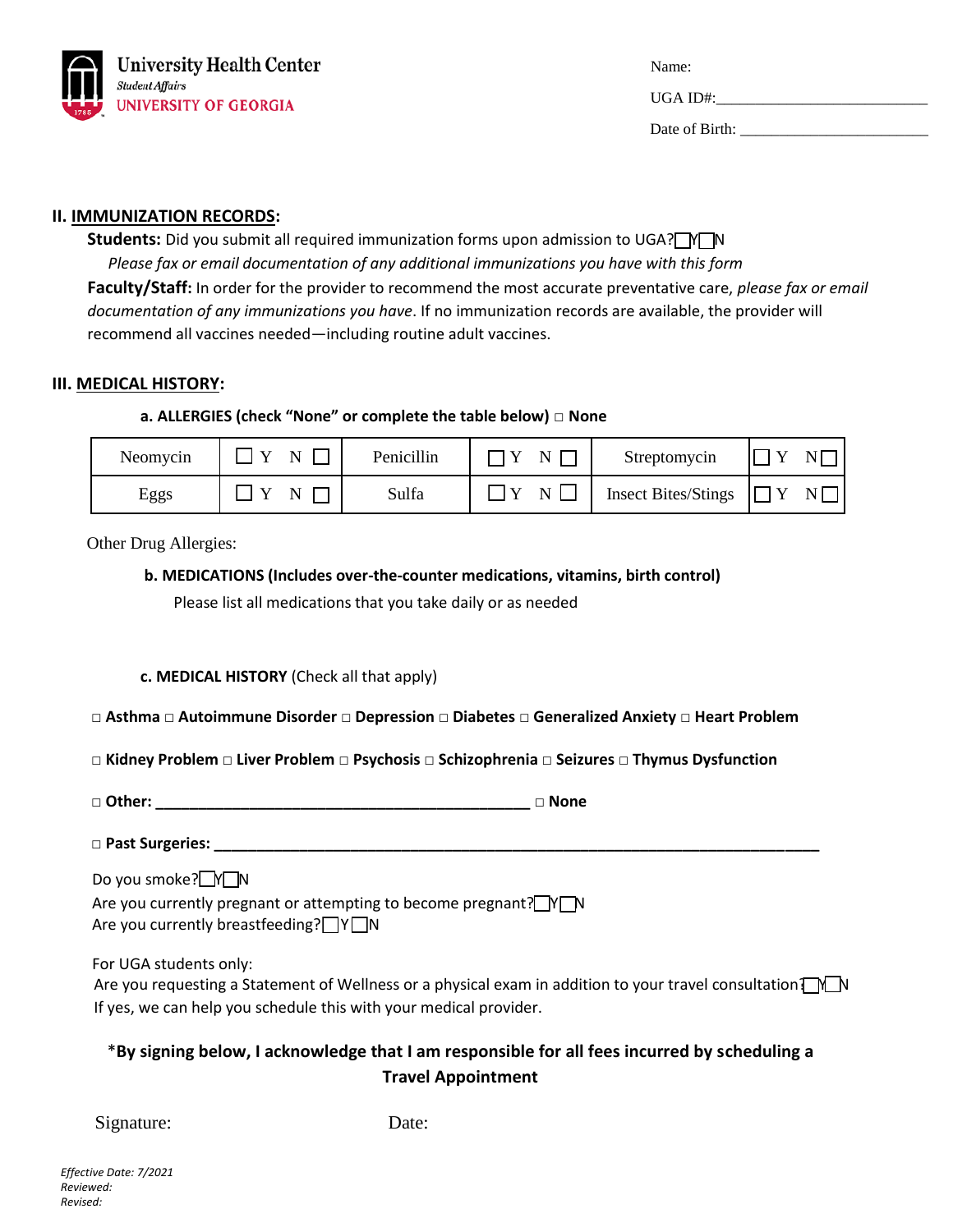University Health Center
*Student Affairs*
UNIVERSITY OF GEORGIA

Name:

UGA ID#:___________________________

Date of Birth: ________________________

### II. IMMUNIZATION RECORDS:

**Students:** Did you submit all required immunization forms upon admission to UGA? ☐ Y ☐ N

*Please fax or email documentation of any additional immunizations you have with this form*

**Faculty/Staff:** In order for the provider to recommend the most accurate preventative care, *please fax or email documentation of any immunizations you have*. If no immunization records are available, the provider will recommend all vaccines needed—including routine adult vaccines.

### III. MEDICAL HISTORY:

**a. ALLERGIES (check "None" or complete the table below)** ☐ **None**

| | | | | | |
|---|---|---|---|---|---|
| Neomycin | ☐ Y N ☐ | Penicillin | ☐ Y N ☐ | Streptomycin | ☐ Y N ☐ |
| Eggs | ☐ Y N ☐ | Sulfa | ☐ Y N ☐ | Insect Bites/Stings | ☐ Y N ☐ |

Other Drug Allergies:

**b. MEDICATIONS (Includes over-the-counter medications, vitamins, birth control)**

Please list all medications that you take daily or as needed

**c. MEDICAL HISTORY** (Check all that apply)

☐ **Asthma** ☐ **Autoimmune Disorder** ☐ **Depression** ☐ **Diabetes** ☐ **Generalized Anxiety** ☐ **Heart Problem**

☐ **Kidney Problem** ☐ **Liver Problem** ☐ **Psychosis** ☐ **Schizophrenia** ☐ **Seizures** ☐ **Thymus Dysfunction**

☐ **Other: ______________________________________________** ☐ **None**

☐ **Past Surgeries: ________________________________________________________________________**

Do you smoke? ☐ Y ☐ N

Are you currently pregnant or attempting to become pregnant? ☐ Y ☐ N

Are you currently breastfeeding? ☐ Y ☐ N

For UGA students only:

Are you requesting a Statement of Wellness or a physical exam in addition to your travel consultation? ☐ Y ☐ N

If yes, we can help you schedule this with your medical provider.

**\*By signing below, I acknowledge that I am responsible for all fees incurred by scheduling a Travel Appointment**

Signature: Date:

*Effective Date: 7/2021*
*Reviewed:*
*Revised:*